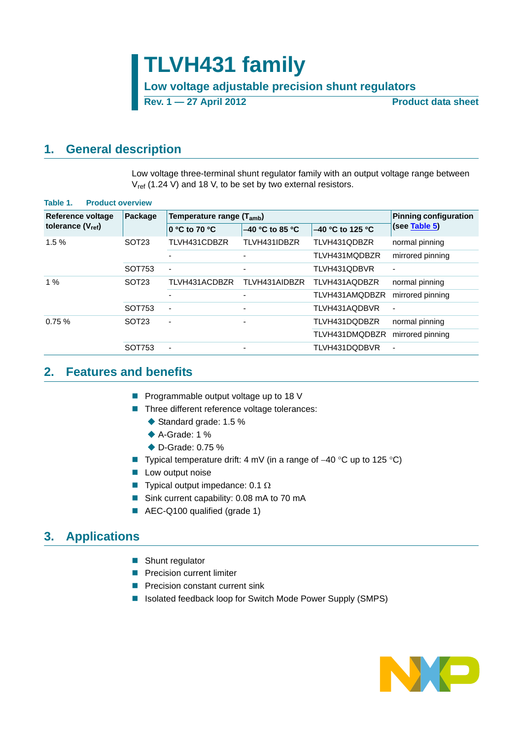# TLVH431 family

## Low voltage adjustable precision shunt regulators

**Rev. 1 — 27 April 2012** **Product data sheet**

## 1. General description

Low voltage three-terminal shunt regulator family with an output voltage range between $V_{ref}$ (1.24 V) and 18 V, to be set by two external resistors.

**Table 1. Product overview**

| Reference voltage tolerance ($V_{ref}$) | Package | Temperature range ($T_{amb}$) | | | Pinning configuration (see Table 5) |
|---|---|---|---|---|---|
| | | 0 °C to 70 °C | –40 °C to 85 °C | –40 °C to 125 °C | |
| 1.5 % | SOT23 | TLVH431CDBZR | TLVH431IDBZR | TLVH431QDBZR | normal pinning |
| | | - | - | TLVH431MQDBZR | mirrored pinning |
| | SOT753 | - | - | TLVH431QDBVR | - |
| 1 % | SOT23 | TLVH431ACDBZR | TLVH431AIDBZR | TLVH431AQDBZR | normal pinning |
| | | - | - | TLVH431AMQDBZR | mirrored pinning |
| | SOT753 | - | - | TLVH431AQDBVR | - |
| 0.75 % | SOT23 | - | - | TLVH431DQDBZR | normal pinning |
| | | | | TLVH431DMQDBZR | mirrored pinning |
| | SOT753 | - | - | TLVH431DQDBVR | - |

## 2. Features and benefits

- Programmable output voltage up to 18 V
- Three different reference voltage tolerances:
  - Standard grade: 1.5 %
  - A-Grade: 1 %
  - D-Grade: 0.75 %
- Typical temperature drift: 4 mV (in a range of –40 °C up to 125 °C)
- Low output noise
- Typical output impedance: 0.1 Ω
- Sink current capability: 0.08 mA to 70 mA
- AEC-Q100 qualified (grade 1)

## 3. Applications

- Shunt regulator
- Precision current limiter
- Precision constant current sink
- Isolated feedback loop for Switch Mode Power Supply (SMPS)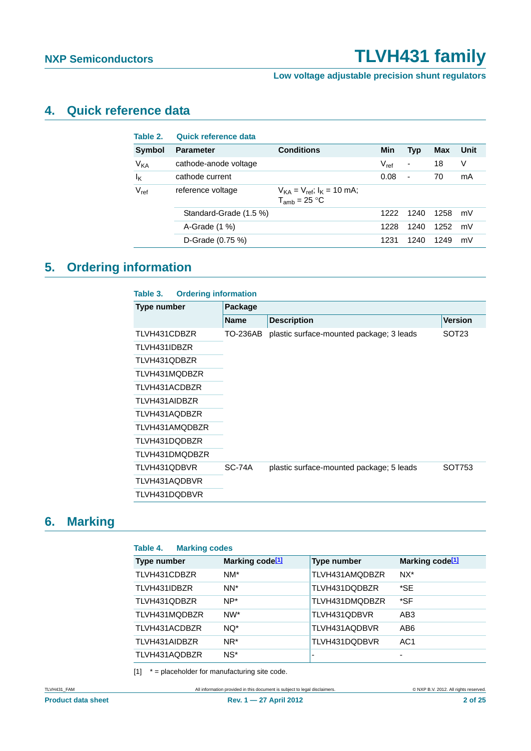## 4. Quick reference data

**Table 2. Quick reference data**

| Symbol | Parameter | Conditions | Min | Typ | Max | Unit |
|---|---|---|---|---|---|---|
| $V_{KA}$ | cathode-anode voltage | | $V_{ref}$ | - | 18 | V |
| $I_K$ | cathode current | | 0.08 | - | 70 | mA |
| $V_{ref}$ | reference voltage | $V_{KA} = V_{ref}$; $I_K = 10$ mA; $T_{amb} = 25$ °C | | | | |
| | Standard-Grade (1.5 %) | | 1222 | 1240 | 1258 | mV |
| | A-Grade (1 %) | | 1228 | 1240 | 1252 | mV |
| | D-Grade (0.75 %) | | 1231 | 1240 | 1249 | mV |

## 5. Ordering information

**Table 3. Ordering information**

| Type number | Package | | |
|---|---|---|---|
| | Name | Description | Version |
| TLVH431CDBZR | TO-236AB | plastic surface-mounted package; 3 leads | SOT23 |
| TLVH431IDBZR | | | |
| TLVH431QDBZR | | | |
| TLVH431MQDBZR | | | |
| TLVH431ACDBZR | | | |
| TLVH431AIDBZR | | | |
| TLVH431AQDBZR | | | |
| TLVH431AMQDBZR | | | |
| TLVH431DQDBZR | | | |
| TLVH431DMQDBZR | | | |
| TLVH431QDBVR | SC-74A | plastic surface-mounted package; 5 leads | SOT753 |
| TLVH431AQDBVR | | | |
| TLVH431DQDBVR | | | |

## 6. Marking

**Table 4. Marking codes**

| Type number | Marking code[1] | Type number | Marking code[1] |
|---|---|---|---|
| TLVH431CDBZR | NM* | TLVH431AMQDBZR | NX* |
| TLVH431IDBZR | NN* | TLVH431DQDBZR | *SE |
| TLVH431QDBZR | NP* | TLVH431DMQDBZR | *SF |
| TLVH431MQDBZR | NW* | TLVH431QDBVR | AB3 |
| TLVH431ACDBZR | NQ* | TLVH431AQDBVR | AB6 |
| TLVH431AIDBZR | NR* | TLVH431DQDBVR | AC1 |
| TLVH431AQDBZR | NS* | - | - |

[1] * = placeholder for manufacturing site code.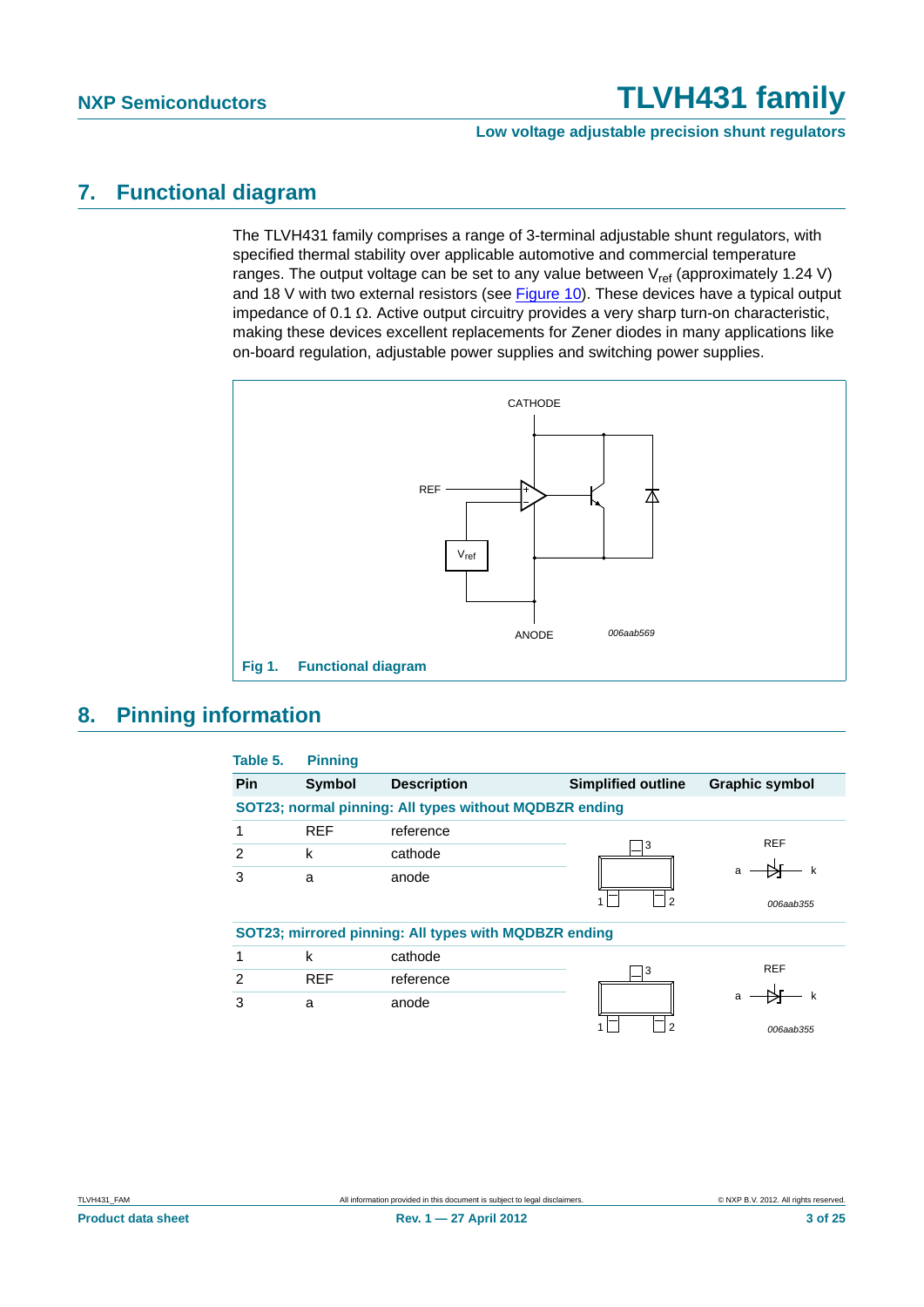## 7. Functional diagram

The TLVH431 family comprises a range of 3-terminal adjustable shunt regulators, with specified thermal stability over applicable automotive and commercial temperature ranges. The output voltage can be set to any value between $V_{ref}$ (approximately 1.24 V) and 18 V with two external resistors (see Figure 10). These devices have a typical output impedance of 0.1 Ω. Active output circuitry provides a very sharp turn-on characteristic, making these devices excellent replacements for Zener diodes in many applications like on-board regulation, adjustable power supplies and switching power supplies.

**Fig 1. Functional diagram**

## 8. Pinning information

**Table 5. Pinning**

| Pin | Symbol | Description | Simplified outline | Graphic symbol |
|---|---|---|---|---|
| **SOT23; normal pinning: All types without MQDBZR ending** | | | | |
| 1 | REF | reference | | |
| 2 | k | cathode | | |
| 3 | a | anode | | |
| **SOT23; mirrored pinning: All types with MQDBZR ending** | | | | |
| 1 | k | cathode | | |
| 2 | REF | reference | | |
| 3 | a | anode | | |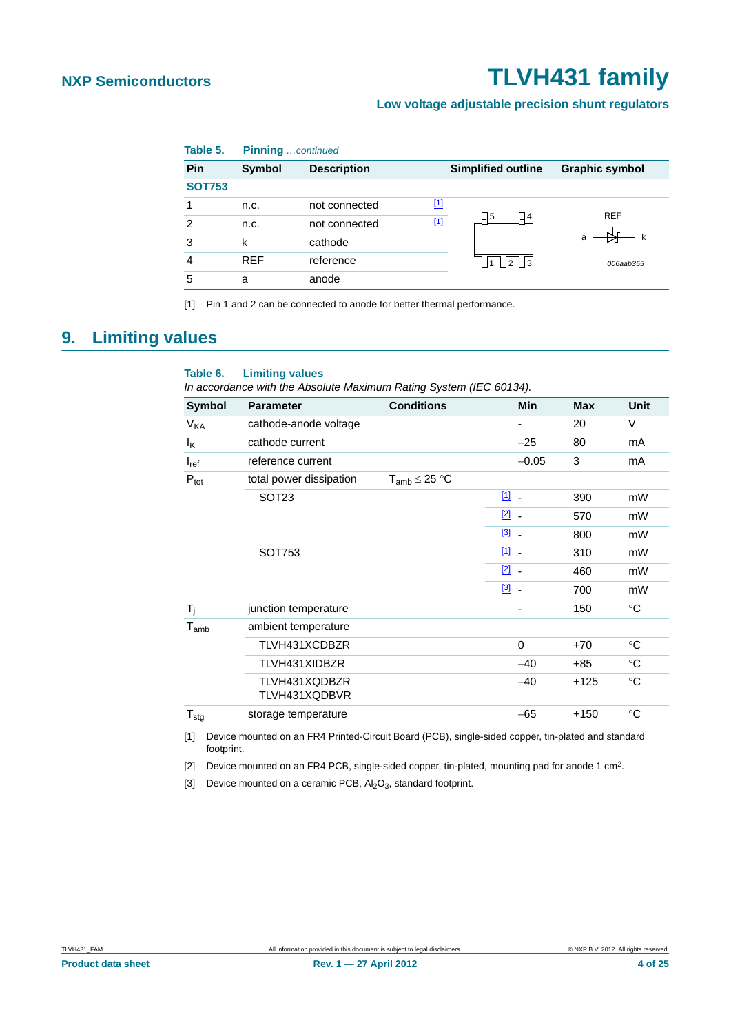**Table 5. Pinning** *...continued*

| Pin | Symbol | Description | | Simplified outline | Graphic symbol |
|---|---|---|---|---|---|
| **SOT753** | | | | | |
| 1 | n.c. | not connected | [1] | | |
| 2 | n.c. | not connected | [1] | | |
| 3 | k | cathode | | | |
| 4 | REF | reference | | | |
| 5 | a | anode | | | |

[1] Pin 1 and 2 can be connected to anode for better thermal performance.

# 9. Limiting values

**Table 6. Limiting values**

*In accordance with the Absolute Maximum Rating System (IEC 60134).*

| Symbol | Parameter | Conditions | | Min | Max | Unit |
|---|---|---|---|---|---|---|
| $V_{KA}$ | cathode-anode voltage | | | - | 20 | V |
| $I_K$ | cathode current | | | −25 | 80 | mA |
| $I_{ref}$ | reference current | | | −0.05 | 3 | mA |
| $P_{tot}$ | total power dissipation | $T_{amb} \leq 25$ °C | | | | |
| | SOT23 | | [1] | - | 390 | mW |
| | | | [2] | - | 570 | mW |
| | | | [3] | - | 800 | mW |
| | SOT753 | | [1] | - | 310 | mW |
| | | | [2] | - | 460 | mW |
| | | | [3] | - | 700 | mW |
| $T_j$ | junction temperature | | | - | 150 | °C |
| $T_{amb}$ | ambient temperature | | | | | |
| | TLVH431XCDBZR | | | 0 | +70 | °C |
| | TLVH431XIDBZR | | | −40 | +85 | °C |
| | TLVH431XQDBZR TLVH431XQDBVR | | | −40 | +125 | °C |
| $T_{stg}$ | storage temperature | | | −65 | +150 | °C |

[1] Device mounted on an FR4 Printed-Circuit Board (PCB), single-sided copper, tin-plated and standard footprint.

[2] Device mounted on an FR4 PCB, single-sided copper, tin-plated, mounting pad for anode 1 $cm^2$.

[3] Device mounted on a ceramic PCB, $Al_2O_3$, standard footprint.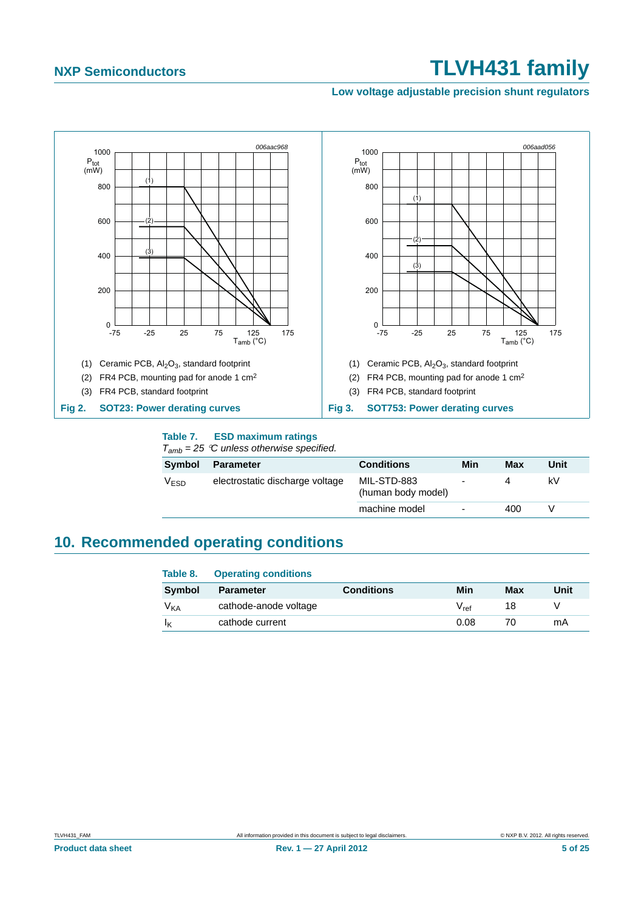(1) Ceramic PCB, $Al_2O_3$, standard footprint

(2) FR4 PCB, mounting pad for anode 1 $cm^2$

(3) FR4 PCB, standard footprint

**Fig 2. SOT23: Power derating curves**

(1) Ceramic PCB, $Al_2O_3$, standard footprint

(2) FR4 PCB, mounting pad for anode 1 $cm^2$

(3) FR4 PCB, standard footprint

**Fig 3. SOT753: Power derating curves**

**Table 7. ESD maximum ratings**

*$T_{amb}$ = 25 °C unless otherwise specified.*

| Symbol | Parameter | Conditions | Min | Max | Unit |
|---|---|---|---|---|---|
| $V_{ESD}$ | electrostatic discharge voltage | MIL-STD-883 (human body model) | - | 4 | kV |
| | | machine model | - | 400 | V |

## 10. Recommended operating conditions

**Table 8. Operating conditions**

| Symbol | Parameter | Conditions | Min | Max | Unit |
|---|---|---|---|---|---|
| $V_{KA}$ | cathode-anode voltage | | $V_{ref}$ | 18 | V |
| $I_K$ | cathode current | | 0.08 | 70 | mA |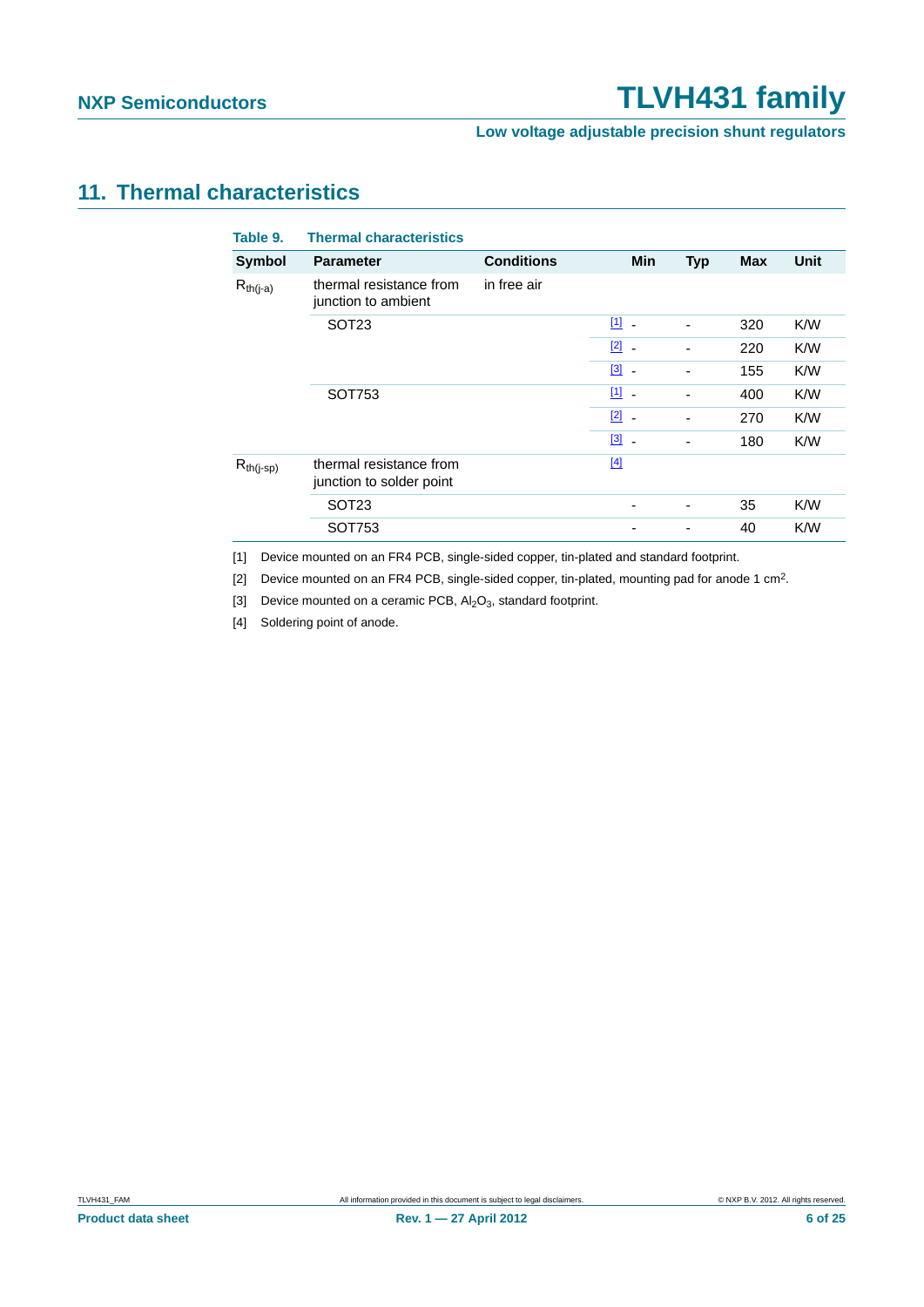## 11. Thermal characteristics

**Table 9. Thermal characteristics**

| Symbol | Parameter | Conditions | | Min | Typ | Max | Unit |
|---|---|---|---|---|---|---|---|
| $R_{th(j-a)}$ | thermal resistance from junction to ambient | in free air | | | | | |
| | SOT23 | | [1] | - | - | 320 | K/W |
| | | | [2] | - | - | 220 | K/W |
| | | | [3] | - | - | 155 | K/W |
| | SOT753 | | [1] | - | - | 400 | K/W |
| | | | [2] | - | - | 270 | K/W |
| | | | [3] | - | - | 180 | K/W |
| $R_{th(j-sp)}$ | thermal resistance from junction to solder point | | [4] | | | | |
| | SOT23 | | | - | - | 35 | K/W |
| | SOT753 | | | - | - | 40 | K/W |

[1] Device mounted on an FR4 PCB, single-sided copper, tin-plated and standard footprint.

[2] Device mounted on an FR4 PCB, single-sided copper, tin-plated, mounting pad for anode 1 $cm^2$.

[3] Device mounted on a ceramic PCB, $Al_2O_3$, standard footprint.

[4] Soldering point of anode.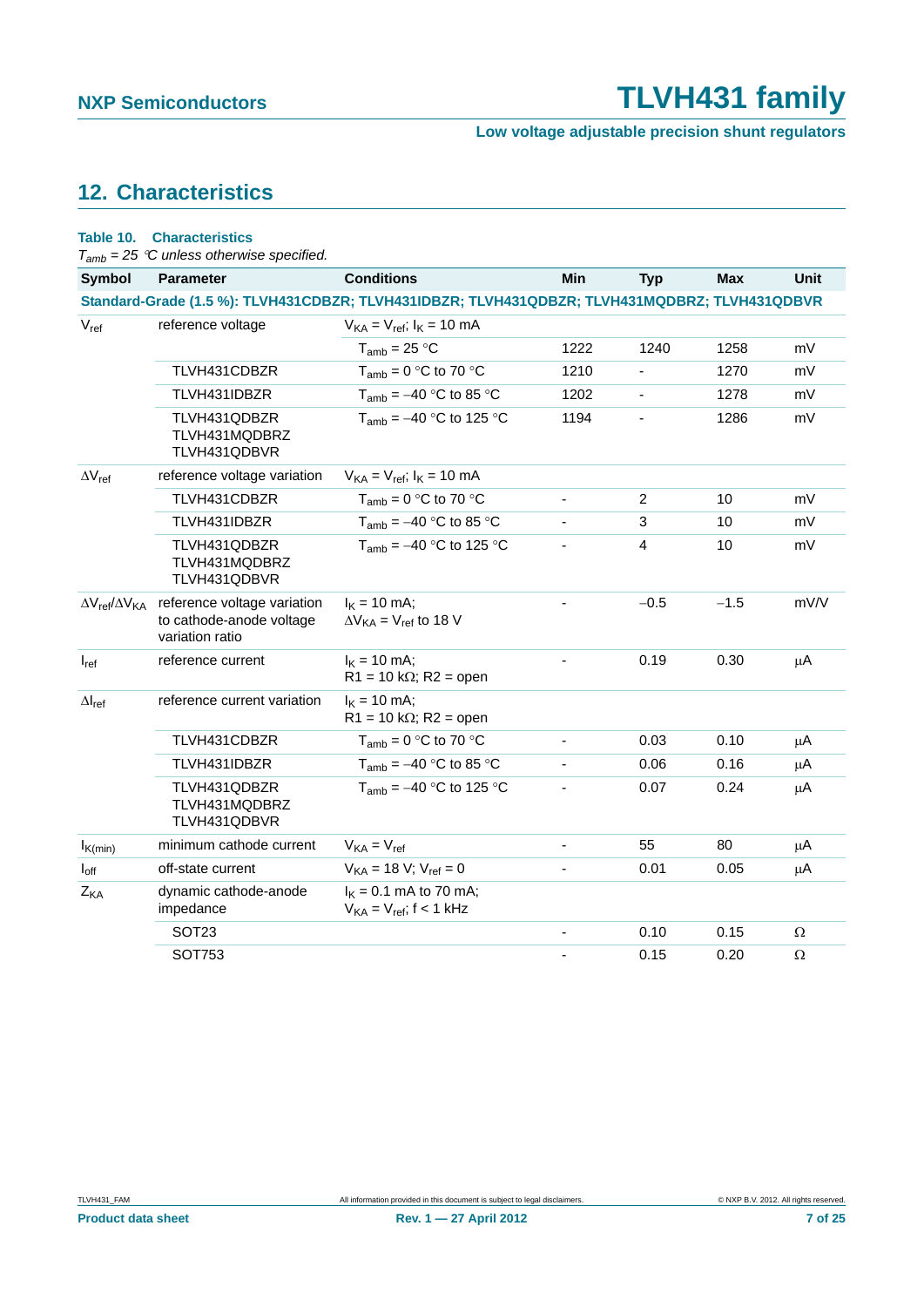## 12. Characteristics

**Table 10. Characteristics**

*$T_{amb}$ = 25 °C unless otherwise specified.*

| Symbol | Parameter | Conditions | Min | Typ | Max | Unit |
|---|---|---|---|---|---|---|
| **Standard-Grade (1.5 %): TLVH431CDBZR; TLVH431IDBZR; TLVH431QDBZR; TLVH431MQDBRZ; TLVH431QDBVR** | | | | | | |
| $V_{ref}$ | reference voltage | $V_{KA} = V_{ref}$; $I_K$ = 10 mA | | | | |
| | | $T_{amb}$ = 25 °C | 1222 | 1240 | 1258 | mV |
| | TLVH431CDBZR | $T_{amb}$ = 0 °C to 70 °C | 1210 | - | 1270 | mV |
| | TLVH431IDBZR | $T_{amb}$ = −40 °C to 85 °C | 1202 | - | 1278 | mV |
| | TLVH431QDBZR TLVH431MQDBRZ TLVH431QDBVR | $T_{amb}$ = −40 °C to 125 °C | 1194 | - | 1286 | mV |
| $\Delta V_{ref}$ | reference voltage variation | $V_{KA} = V_{ref}$; $I_K$ = 10 mA | | | | |
| | TLVH431CDBZR | $T_{amb}$ = 0 °C to 70 °C | - | 2 | 10 | mV |
| | TLVH431IDBZR | $T_{amb}$ = −40 °C to 85 °C | - | 3 | 10 | mV |
| | TLVH431QDBZR TLVH431MQDBRZ TLVH431QDBVR | $T_{amb}$ = −40 °C to 125 °C | - | 4 | 10 | mV |
| $\Delta V_{ref}/\Delta V_{KA}$ | reference voltage variation to cathode-anode voltage variation ratio | $I_K$ = 10 mA; $\Delta V_{KA} = V_{ref}$ to 18 V | - | −0.5 | −1.5 | mV/V |
| $I_{ref}$ | reference current | $I_K$ = 10 mA; R1 = 10 kΩ; R2 = open | - | 0.19 | 0.30 | μA |
| $\Delta I_{ref}$ | reference current variation | $I_K$ = 10 mA; R1 = 10 kΩ; R2 = open | | | | |
| | TLVH431CDBZR | $T_{amb}$ = 0 °C to 70 °C | - | 0.03 | 0.10 | μA |
| | TLVH431IDBZR | $T_{amb}$ = −40 °C to 85 °C | - | 0.06 | 0.16 | μA |
| | TLVH431QDBZR TLVH431MQDBRZ TLVH431QDBVR | $T_{amb}$ = −40 °C to 125 °C | - | 0.07 | 0.24 | μA |
| $I_{K(min)}$ | minimum cathode current | $V_{KA} = V_{ref}$ | - | 55 | 80 | μA |
| $I_{off}$ | off-state current | $V_{KA}$ = 18 V; $V_{ref}$ = 0 | - | 0.01 | 0.05 | μA |
| $Z_{KA}$ | dynamic cathode-anode impedance | $I_K$ = 0.1 mA to 70 mA; $V_{KA} = V_{ref}$; f < 1 kHz | | | | |
| | SOT23 | | - | 0.10 | 0.15 | Ω |
| | SOT753 | | - | 0.15 | 0.20 | Ω |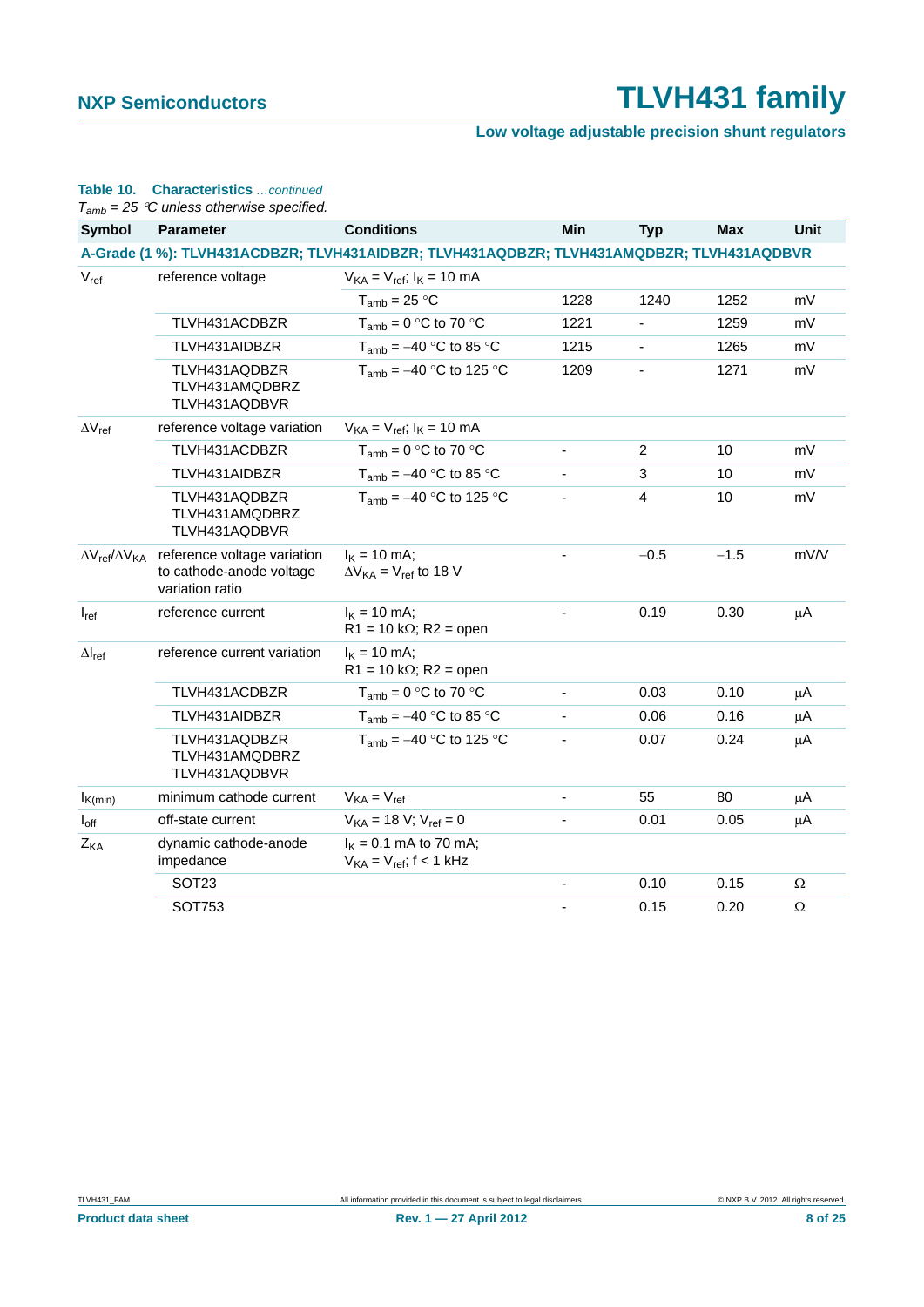**Table 10. Characteristics** *...continued*

*$T_{amb}$ = 25 °C unless otherwise specified.*

| Symbol | Parameter | Conditions | Min | Typ | Max | Unit |
|---|---|---|---|---|---|---|
| **A-Grade (1 %): TLVH431ACDBZR; TLVH431AIDBZR; TLVH431AQDBZR; TLVH431AMQDBZR; TLVH431AQDBVR** | | | | | | |
| $V_{ref}$ | reference voltage | $V_{KA}$ = $V_{ref}$; $I_K$ = 10 mA | | | | |
| | | $T_{amb}$ = 25 °C | 1228 | 1240 | 1252 | mV |
| | TLVH431ACDBZR | $T_{amb}$ = 0 °C to 70 °C | 1221 | - | 1259 | mV |
| | TLVH431AIDBZR | $T_{amb}$ = −40 °C to 85 °C | 1215 | - | 1265 | mV |
| | TLVH431AQDBZR TLVH431AMQDBZR TLVH431AQDBVR | $T_{amb}$ = −40 °C to 125 °C | 1209 | - | 1271 | mV |
| $\Delta V_{ref}$ | reference voltage variation | $V_{KA}$ = $V_{ref}$; $I_K$ = 10 mA | | | | |
| | TLVH431ACDBZR | $T_{amb}$ = 0 °C to 70 °C | - | 2 | 10 | mV |
| | TLVH431AIDBZR | $T_{amb}$ = −40 °C to 85 °C | - | 3 | 10 | mV |
| | TLVH431AQDBZR TLVH431AMQDBZR TLVH431AQDBVR | $T_{amb}$ = −40 °C to 125 °C | - | 4 | 10 | mV |
| $\Delta V_{ref}/\Delta V_{KA}$ | reference voltage variation to cathode-anode voltage variation ratio | $I_K$ = 10 mA; $\Delta V_{KA}$ = $V_{ref}$ to 18 V | - | −0.5 | −1.5 | mV/V |
| $I_{ref}$ | reference current | $I_K$ = 10 mA; R1 = 10 kΩ; R2 = open | - | 0.19 | 0.30 | μA |
| $\Delta I_{ref}$ | reference current variation | $I_K$ = 10 mA; R1 = 10 kΩ; R2 = open | | | | |
| | TLVH431ACDBZR | $T_{amb}$ = 0 °C to 70 °C | - | 0.03 | 0.10 | μA |
| | TLVH431AIDBZR | $T_{amb}$ = −40 °C to 85 °C | - | 0.06 | 0.16 | μA |
| | TLVH431AQDBZR TLVH431AMQDBZR TLVH431AQDBVR | $T_{amb}$ = −40 °C to 125 °C | - | 0.07 | 0.24 | μA |
| $I_{K(min)}$ | minimum cathode current | $V_{KA}$ = $V_{ref}$ | - | 55 | 80 | μA |
| $I_{off}$ | off-state current | $V_{KA}$ = 18 V; $V_{ref}$ = 0 | - | 0.01 | 0.05 | μA |
| $Z_{KA}$ | dynamic cathode-anode impedance | $I_K$ = 0.1 mA to 70 mA; $V_{KA}$ = $V_{ref}$; f < 1 kHz | | | | |
| | SOT23 | | - | 0.10 | 0.15 | Ω |
| | SOT753 | | - | 0.15 | 0.20 | Ω |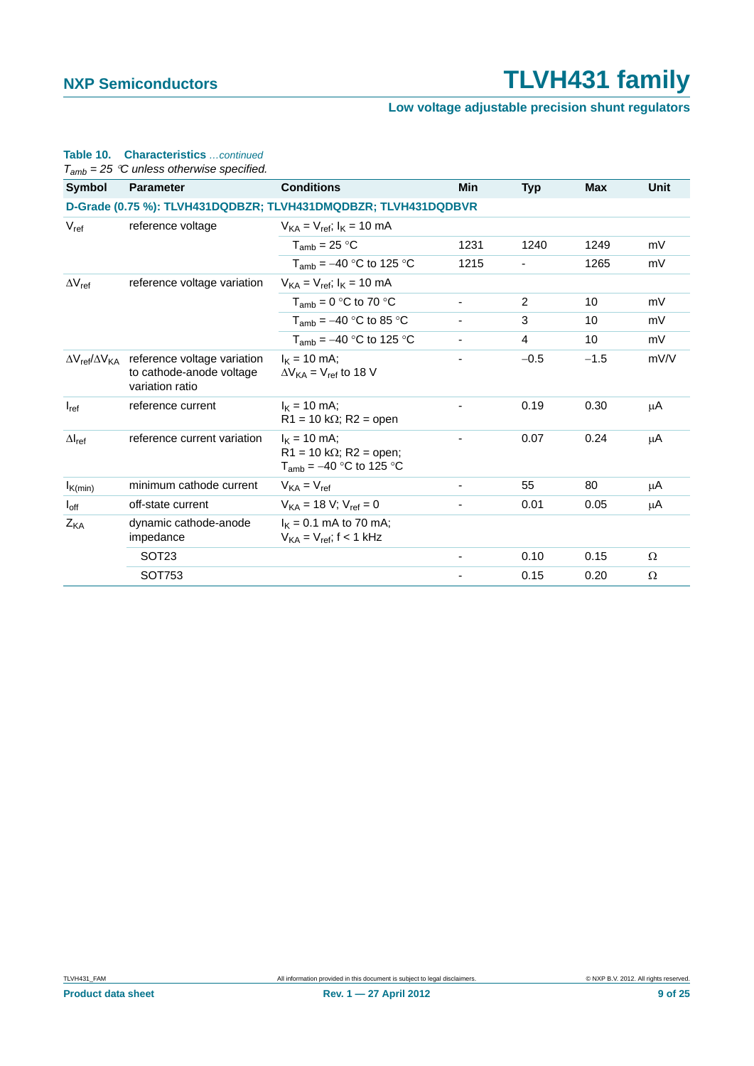**Table 10. Characteristics** *...continued*

*$T_{amb}$ = 25 °C unless otherwise specified.*

| Symbol | Parameter | Conditions | Min | Typ | Max | Unit |
|---|---|---|---|---|---|---|
| **D-Grade (0.75 %): TLVH431DQDBZR; TLVH431DMQDBZR; TLVH431DQDBVR** | | | | | | |
| $V_{ref}$ | reference voltage | $V_{KA} = V_{ref}$; $I_K$ = 10 mA | | | | |
| | | $T_{amb}$ = 25 °C | 1231 | 1240 | 1249 | mV |
| | | $T_{amb}$ = −40 °C to 125 °C | 1215 | - | 1265 | mV |
| $\Delta V_{ref}$ | reference voltage variation | $V_{KA} = V_{ref}$; $I_K$ = 10 mA | | | | |
| | | $T_{amb}$ = 0 °C to 70 °C | - | 2 | 10 | mV |
| | | $T_{amb}$ = −40 °C to 85 °C | - | 3 | 10 | mV |
| | | $T_{amb}$ = −40 °C to 125 °C | - | 4 | 10 | mV |
| $\Delta V_{ref}/\Delta V_{KA}$ | reference voltage variation to cathode-anode voltage variation ratio | $I_K$ = 10 mA; $\Delta V_{KA} = V_{ref}$ to 18 V | - | −0.5 | −1.5 | mV/V |
| $I_{ref}$ | reference current | $I_K$ = 10 mA; R1 = 10 kΩ; R2 = open | - | 0.19 | 0.30 | μA |
| $\Delta I_{ref}$ | reference current variation | $I_K$ = 10 mA; R1 = 10 kΩ; R2 = open; $T_{amb}$ = −40 °C to 125 °C | - | 0.07 | 0.24 | μA |
| $I_{K(min)}$ | minimum cathode current | $V_{KA} = V_{ref}$ | - | 55 | 80 | μA |
| $I_{off}$ | off-state current | $V_{KA}$ = 18 V; $V_{ref}$ = 0 | - | 0.01 | 0.05 | μA |
| $Z_{KA}$ | dynamic cathode-anode impedance | $I_K$ = 0.1 mA to 70 mA; $V_{KA} = V_{ref}$; f < 1 kHz | | | | |
| | SOT23 | | - | 0.10 | 0.15 | Ω |
| | SOT753 | | - | 0.15 | 0.20 | Ω |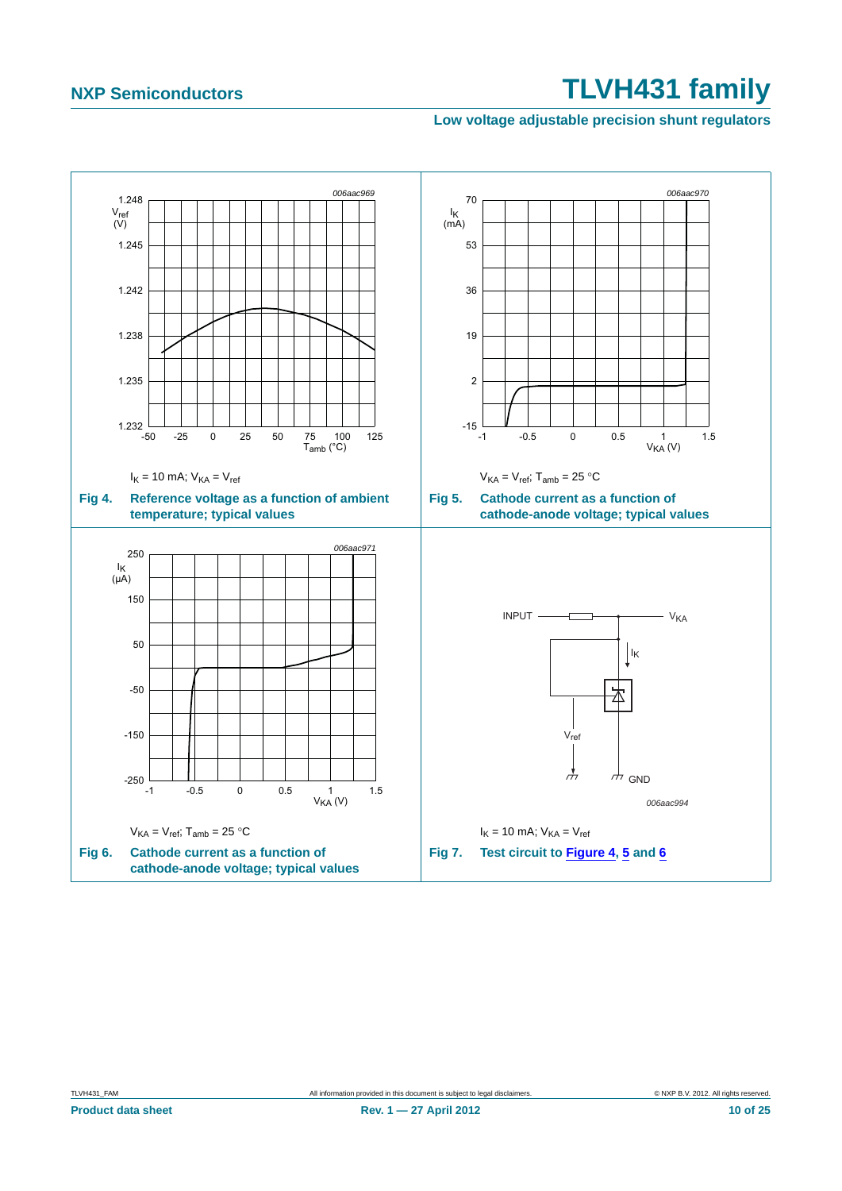$I_K$ = 10 mA; $V_{KA}$ = $V_{ref}$

**Fig 4.** Reference voltage as a function of ambient temperature; typical values

$V_{KA}$ = $V_{ref}$; $T_{amb}$ = 25 °C

**Fig 5.** Cathode current as a function of cathode-anode voltage; typical values

$V_{KA}$ = $V_{ref}$; $T_{amb}$ = 25 °C

**Fig 6.** Cathode current as a function of cathode-anode voltage; typical values

$I_K$ = 10 mA; $V_{KA}$ = $V_{ref}$

**Fig 7.** Test circuit to Figure 4, 5 and 6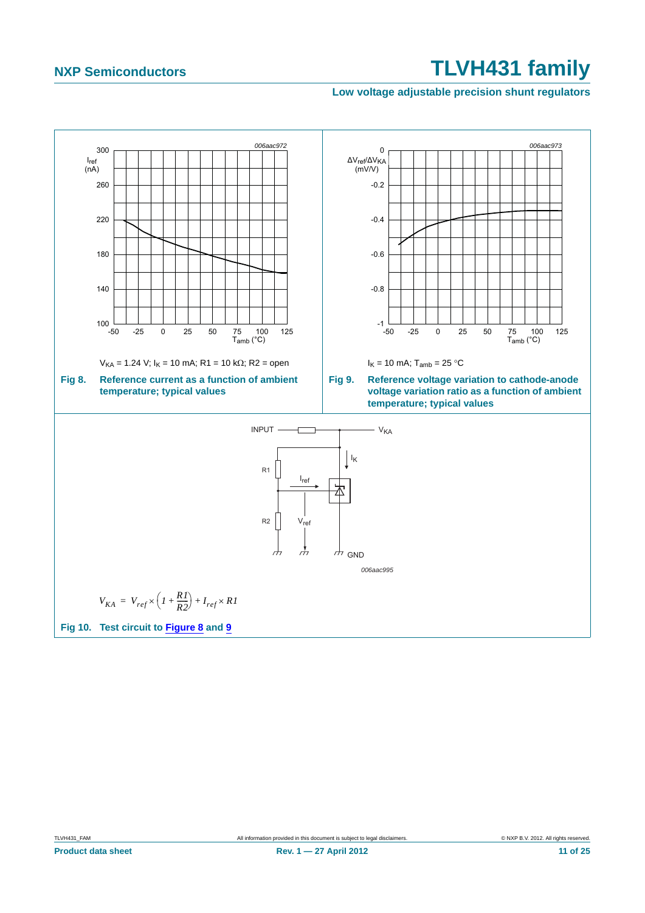$V_{KA}$ = 1.24 V; $I_K$ = 10 mA; R1 = 10 kΩ; R2 = open

**Fig 8. Reference current as a function of ambient temperature; typical values**

$I_K$ = 10 mA; $T_{amb}$ = 25 °C

**Fig 9. Reference voltage variation to cathode-anode voltage variation ratio as a function of ambient temperature; typical values**

$$V_{KA} = V_{ref} \times \left(1 + \frac{R1}{R2}\right) + I_{ref} \times R1$$

**Fig 10. Test circuit to Figure 8 and 9**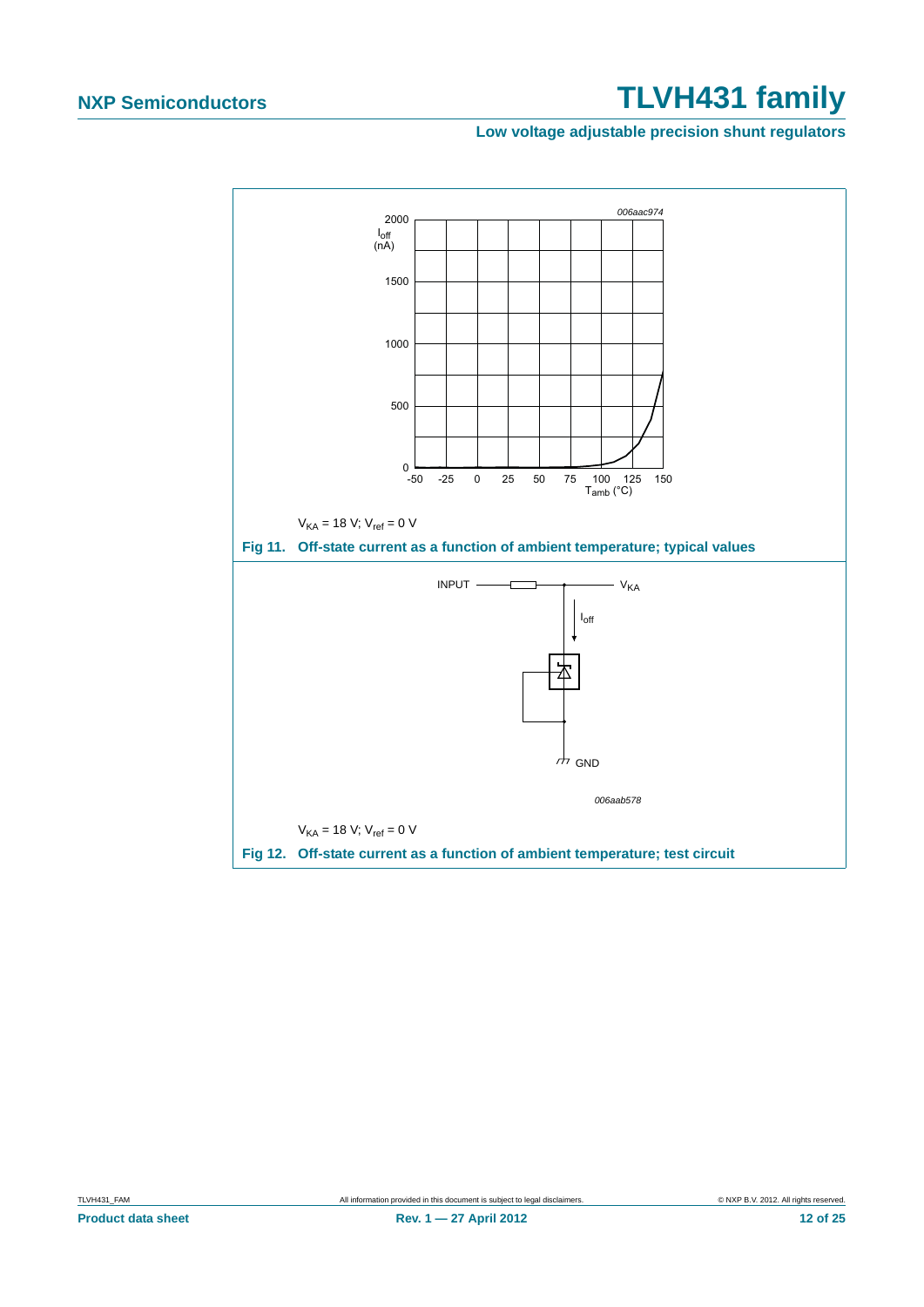$V_{KA}$ = 18 V; $V_{ref}$ = 0 V

**Fig 11. Off-state current as a function of ambient temperature; typical values**

$V_{KA}$ = 18 V; $V_{ref}$ = 0 V

**Fig 12. Off-state current as a function of ambient temperature; test circuit**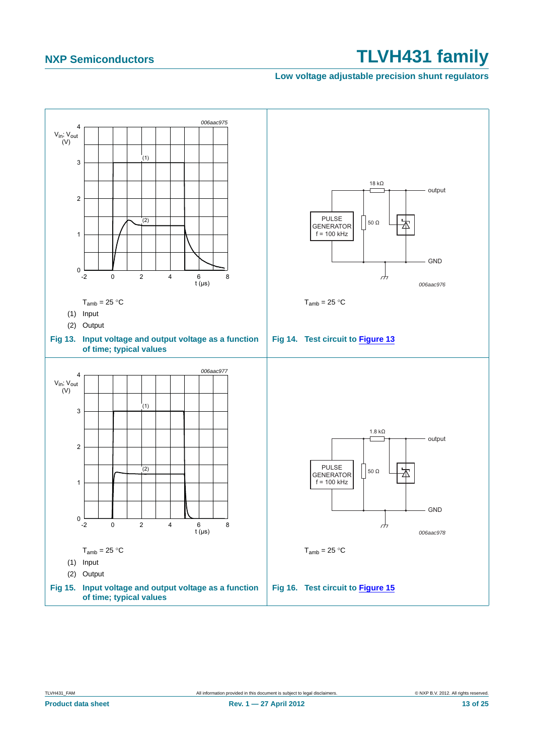$T_{amb}$ = 25 °C

(1) Input

(2) Output

**Fig 13. Input voltage and output voltage as a function of time; typical values**

$T_{amb}$ = 25 °C

**Fig 14. Test circuit to Figure 13**

$T_{amb}$ = 25 °C

(1) Input

(2) Output

**Fig 15. Input voltage and output voltage as a function of time; typical values**

$T_{amb}$ = 25 °C

**Fig 16. Test circuit to Figure 15**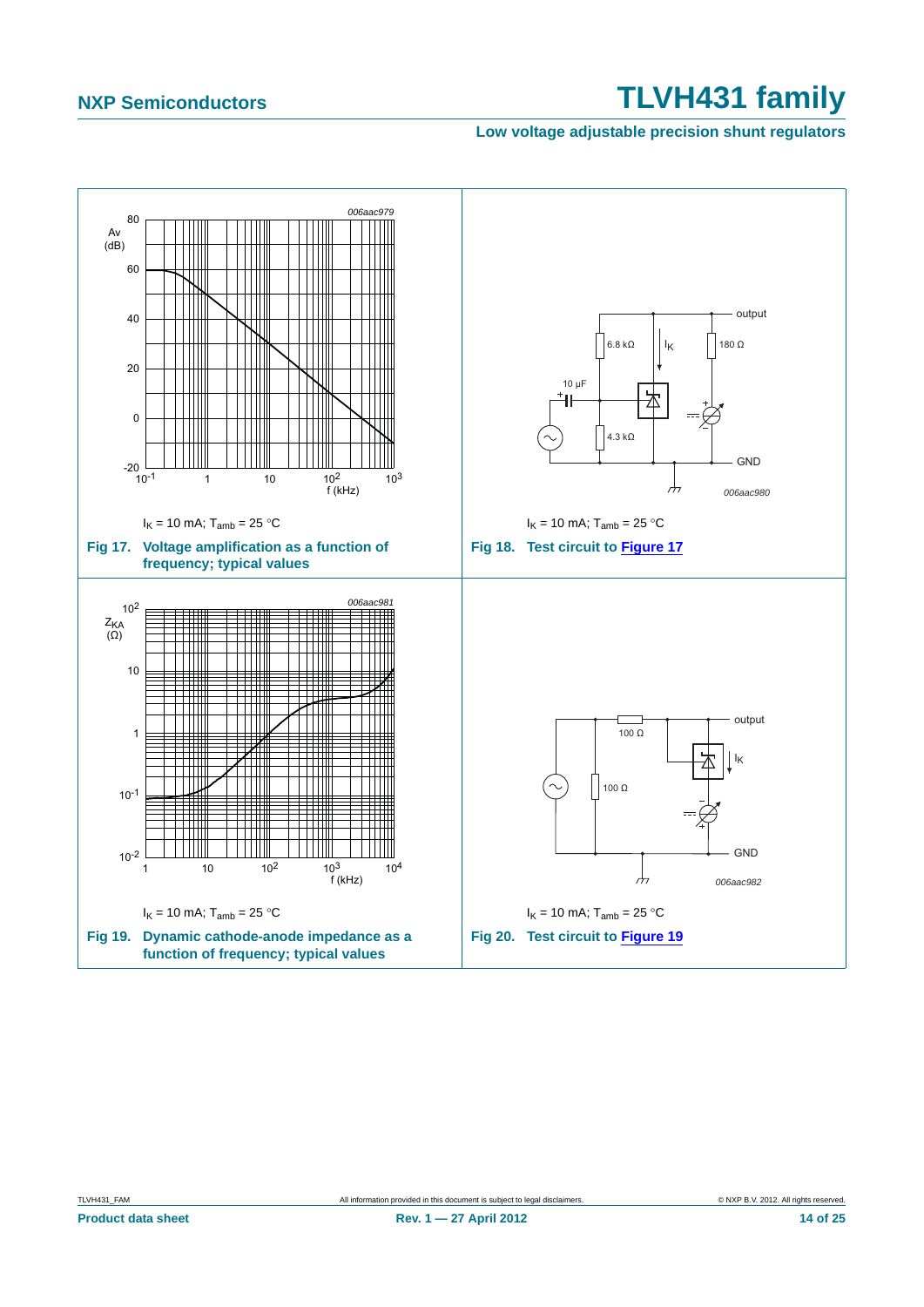$I_K$ = 10 mA; $T_{amb}$ = 25 °C

**Fig 17. Voltage amplification as a function of frequency; typical values**

$I_K$ = 10 mA; $T_{amb}$ = 25 °C

**Fig 18. Test circuit to Figure 17**

$I_K$ = 10 mA; $T_{amb}$ = 25 °C

**Fig 19. Dynamic cathode-anode impedance as a function of frequency; typical values**

$I_K$ = 10 mA; $T_{amb}$ = 25 °C

**Fig 20. Test circuit to Figure 19**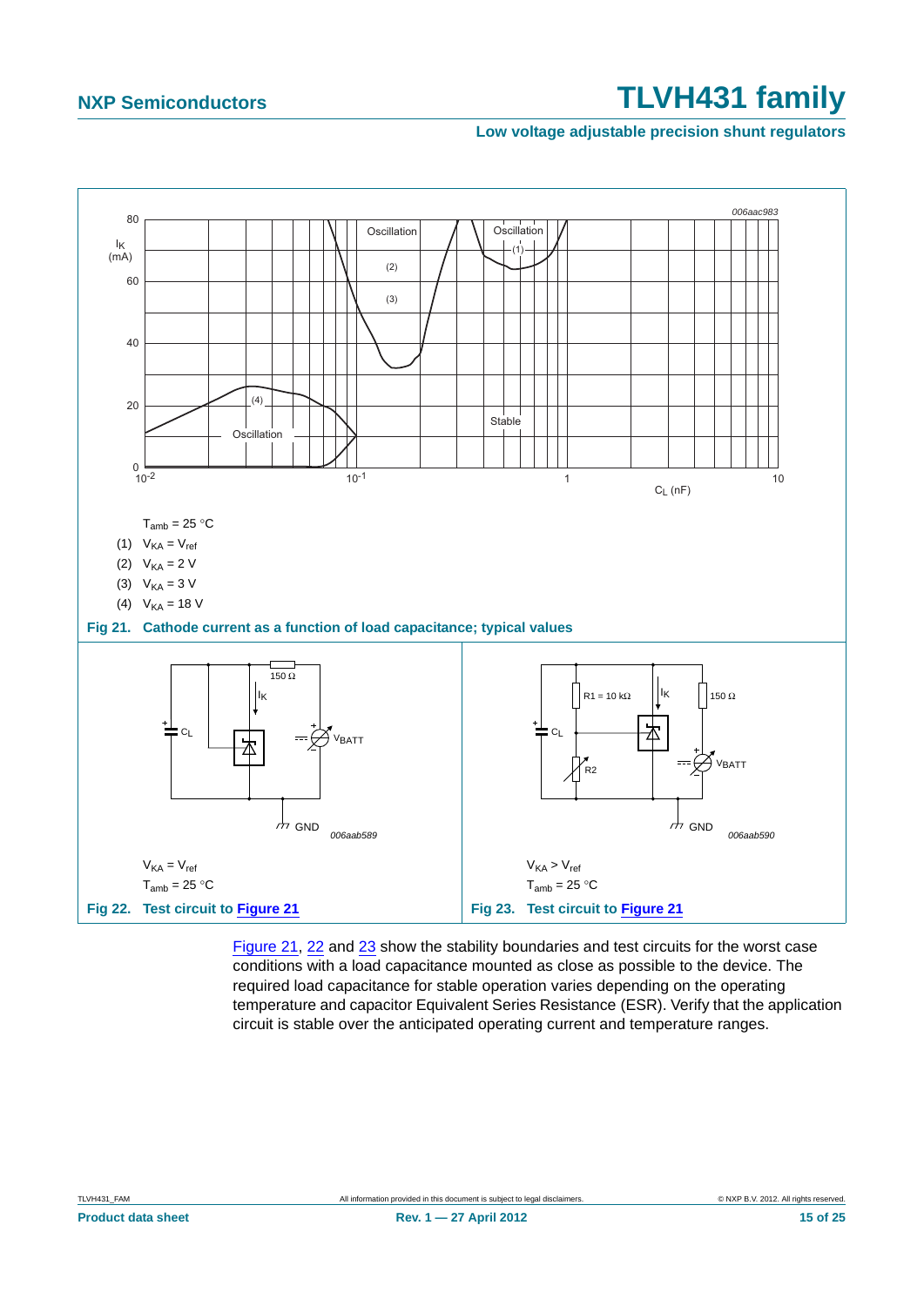$T_{amb}$ = 25 °C

(1) $V_{KA} = V_{ref}$

(2) $V_{KA}$ = 2 V

(3) $V_{KA}$ = 3 V

(4) $V_{KA}$ = 18 V

**Fig 21. Cathode current as a function of load capacitance; typical values**

$V_{KA} = V_{ref}$

$T_{amb}$ = 25 °C

**Fig 22. Test circuit to Figure 21**

$V_{KA} > V_{ref}$

$T_{amb}$ = 25 °C

**Fig 23. Test circuit to Figure 21**

Figure 21, 22 and 23 show the stability boundaries and test circuits for the worst case conditions with a load capacitance mounted as close as possible to the device. The required load capacitance for stable operation varies depending on the operating temperature and capacitor Equivalent Series Resistance (ESR). Verify that the application circuit is stable over the anticipated operating current and temperature ranges.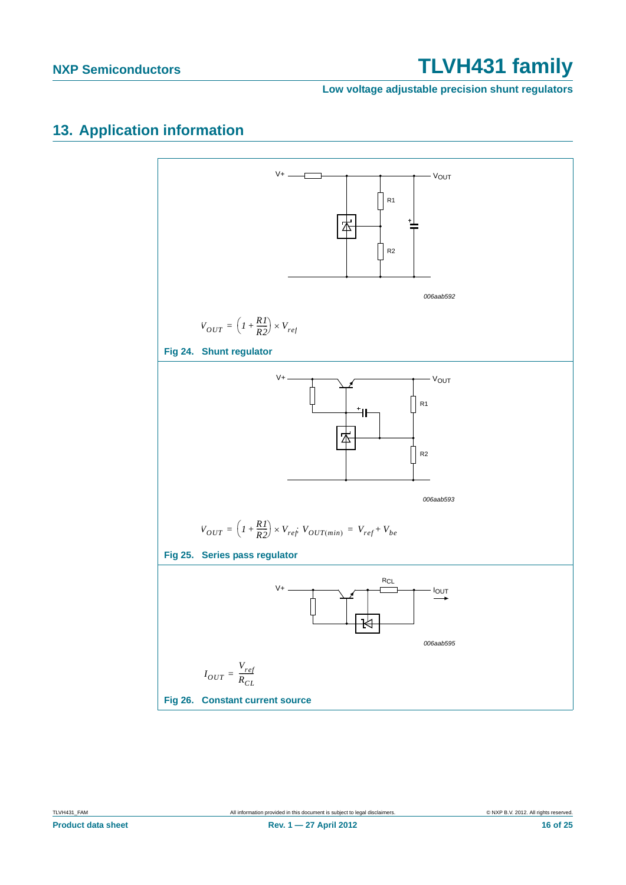## 13. Application information

$$V_{OUT} = \left(1 + \frac{R1}{R2}\right) \times V_{ref}$$

**Fig 24. Shunt regulator**

$$V_{OUT} = \left(1 + \frac{R1}{R2}\right) \times V_{ref};\ V_{OUT(min)} = V_{ref} + V_{be}$$

**Fig 25. Series pass regulator**

$$I_{OUT} = \frac{V_{ref}}{R_{CL}}$$

**Fig 26. Constant current source**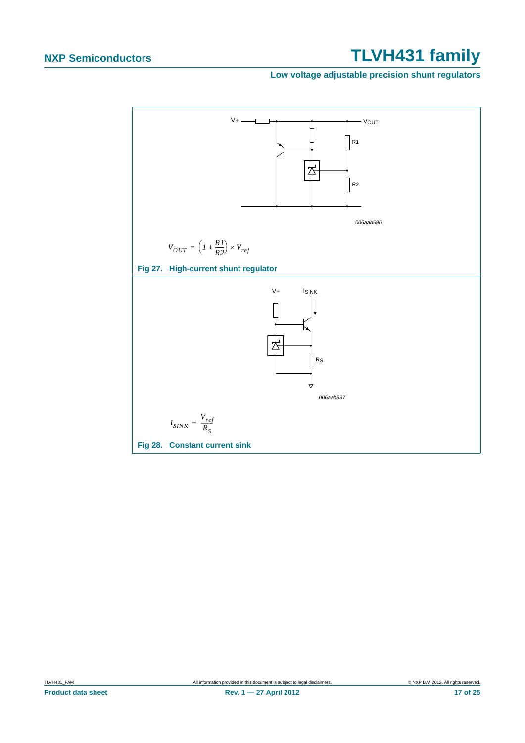$$V_{OUT} = \left(1 + \frac{R1}{R2}\right) \times V_{ref}$$

**Fig 27. High-current shunt regulator**

$$I_{SINK} = \frac{V_{ref}}{R_S}$$

**Fig 28. Constant current sink**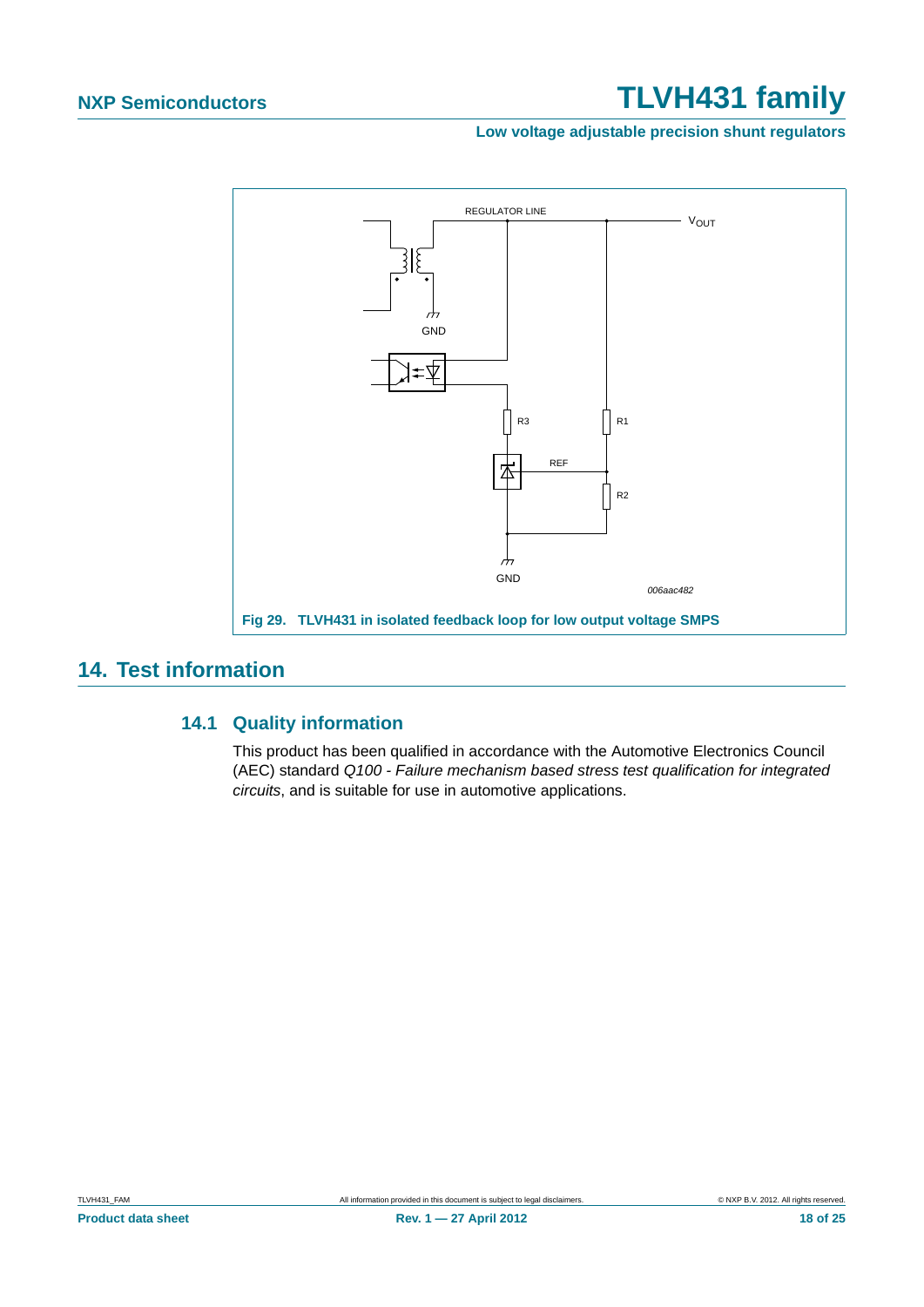Fig 29. TLVH431 in isolated feedback loop for low output voltage SMPS

## 14. Test information

### 14.1 Quality information

This product has been qualified in accordance with the Automotive Electronics Council (AEC) standard *Q100 - Failure mechanism based stress test qualification for integrated circuits*, and is suitable for use in automotive applications.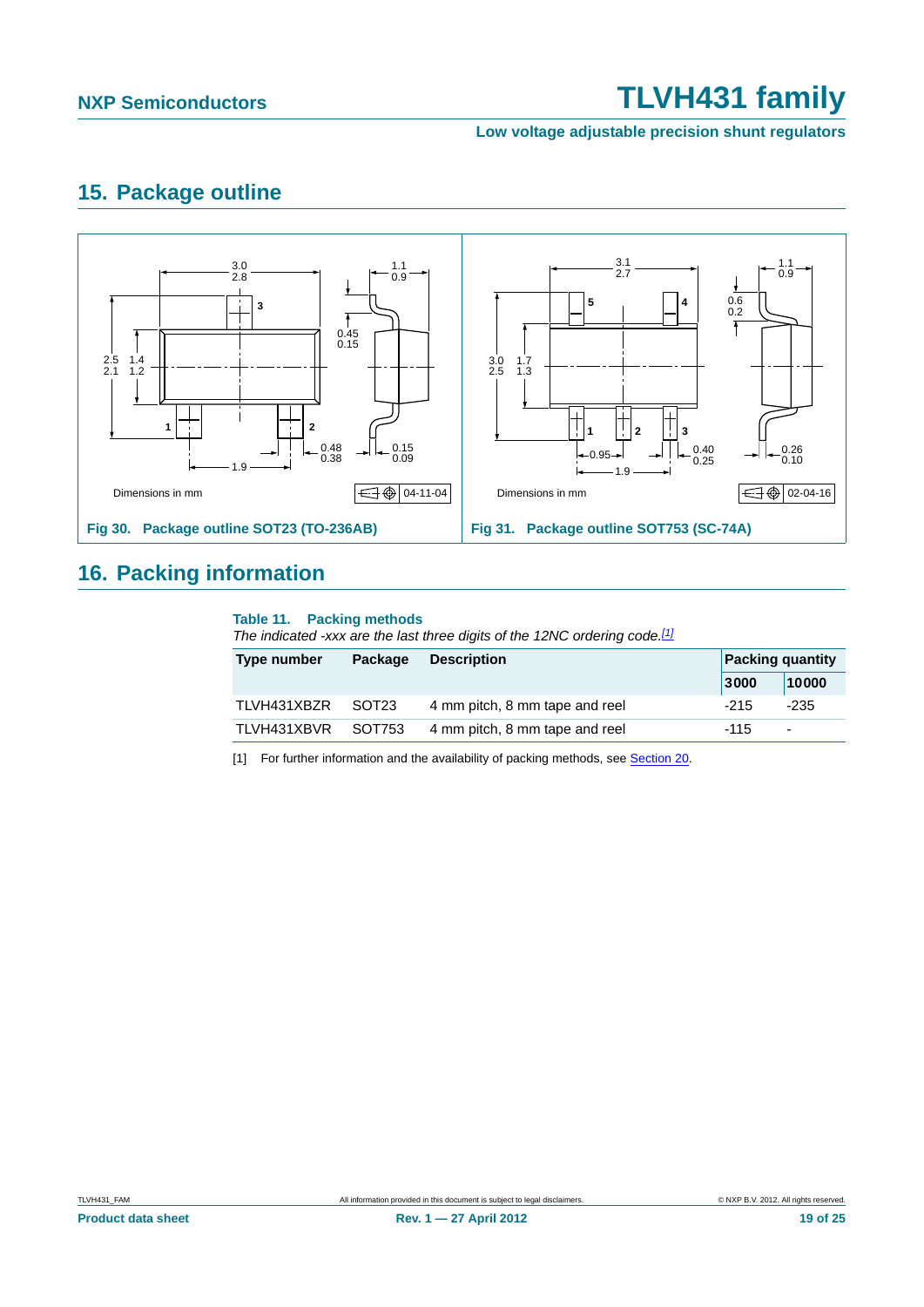## 15. Package outline

Dimensions in mm

04-11-04

Fig 30. Package outline SOT23 (TO-236AB)

Dimensions in mm

02-04-16

Fig 31. Package outline SOT753 (SC-74A)

## 16. Packing information

**Table 11. Packing methods**

*The indicated -xxx are the last three digits of the 12NC ordering code.*[1]

| Type number | Package | Description | Packing quantity | |
|---|---|---|---|---|
| | | | 3000 | 10000 |
| TLVH431XBZR | SOT23 | 4 mm pitch, 8 mm tape and reel | -215 | -235 |
| TLVH431XBVR | SOT753 | 4 mm pitch, 8 mm tape and reel | -115 | - |

[1] For further information and the availability of packing methods, see Section 20.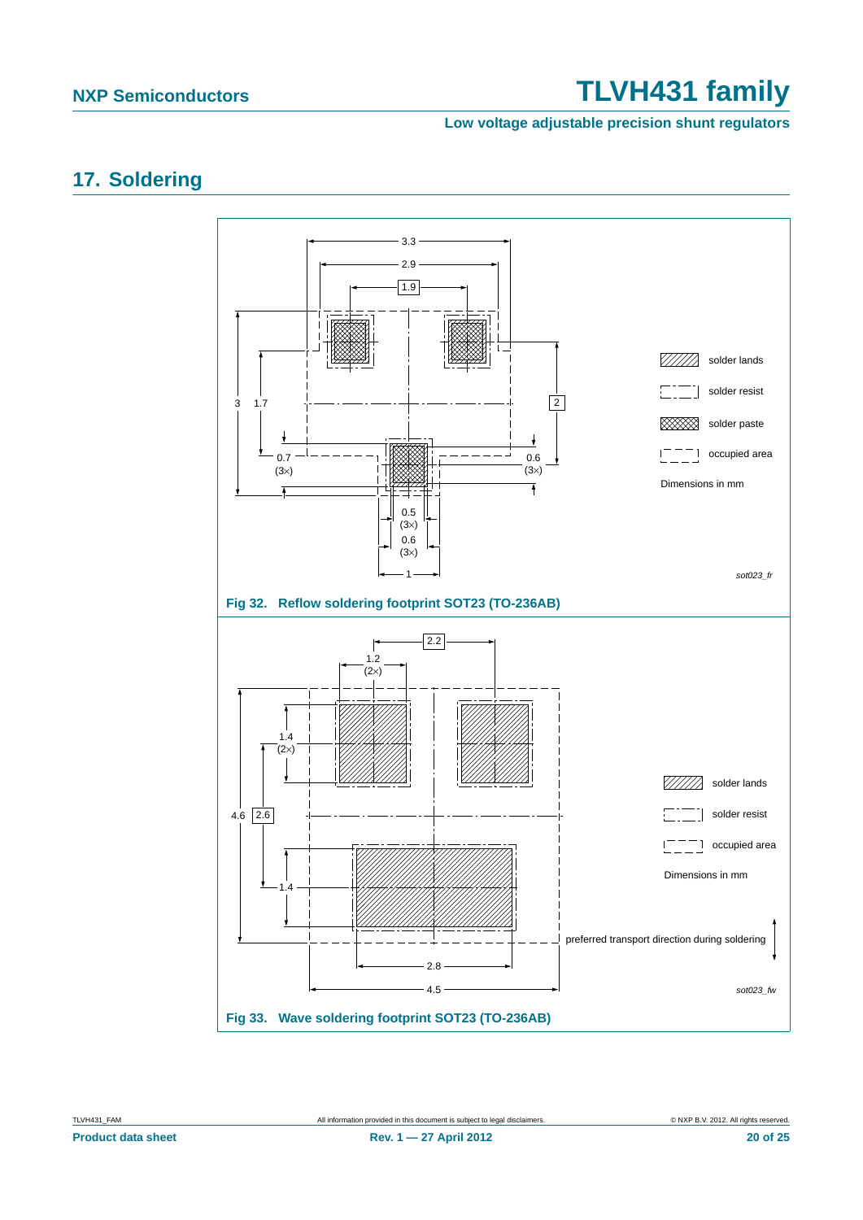## 17. Soldering

Fig 32. Reflow soldering footprint SOT23 (TO-236AB)

Fig 33. Wave soldering footprint SOT23 (TO-236AB)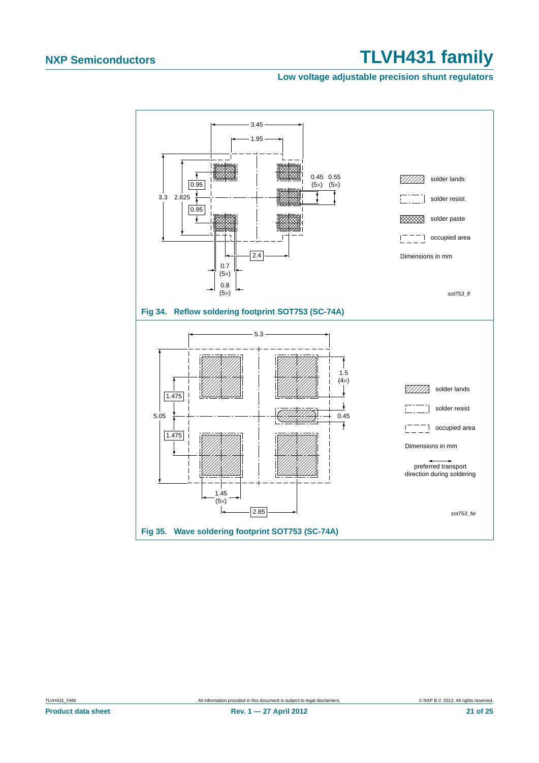Fig 34. Reflow soldering footprint SOT753 (SC-74A)

Fig 35. Wave soldering footprint SOT753 (SC-74A)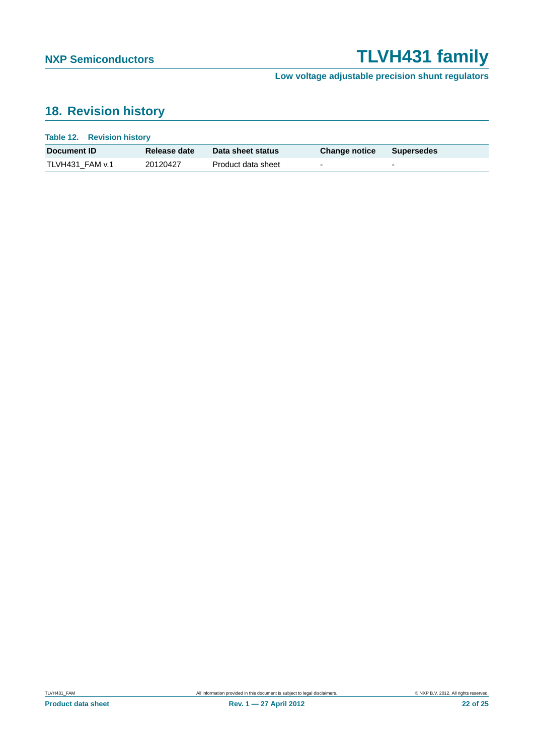## 18. Revision history

**Table 12. Revision history**

| Document ID | Release date | Data sheet status | Change notice | Supersedes |
|---|---|---|---|---|
| TLVH431_FAM v.1 | 20120427 | Product data sheet | - | - |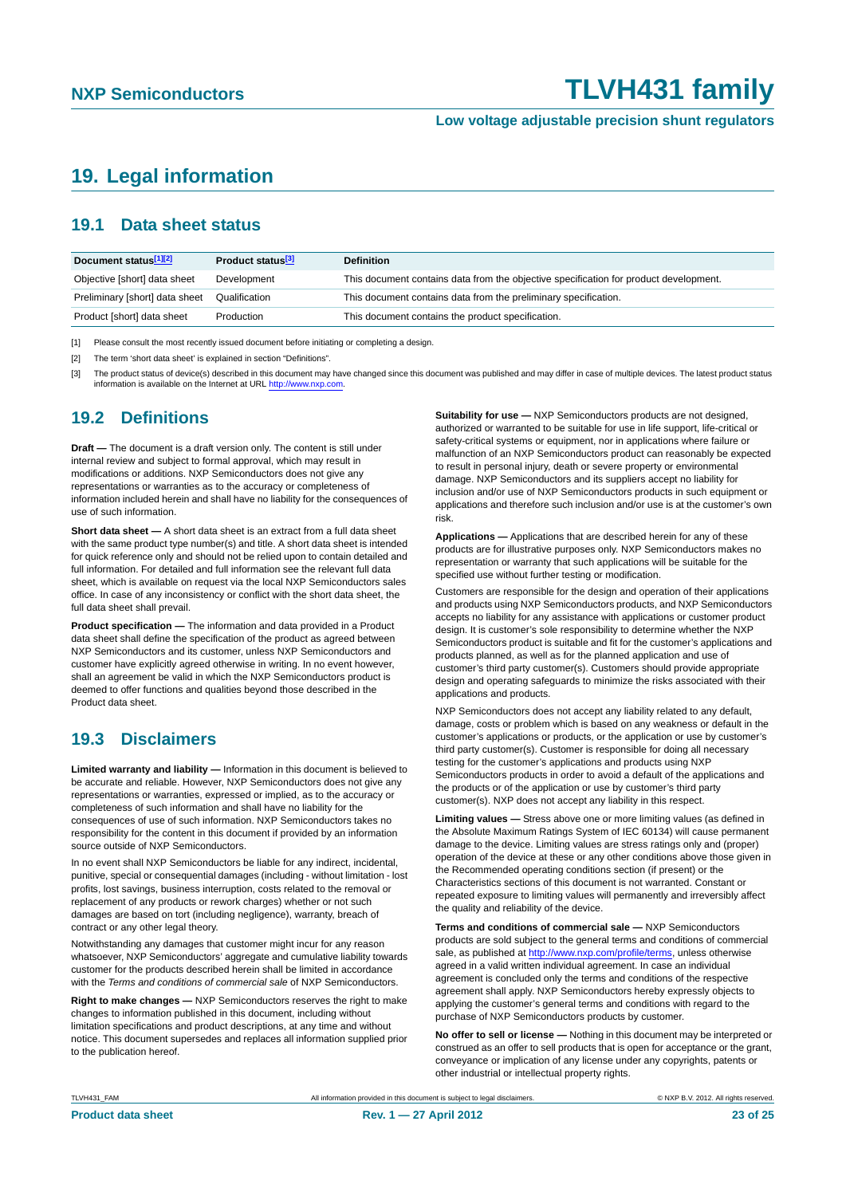# 19. Legal information

## 19.1 Data sheet status

| Document status[1][2] | Product status[3] | Definition |
|---|---|---|
| Objective [short] data sheet | Development | This document contains data from the objective specification for product development. |
| Preliminary [short] data sheet | Qualification | This document contains data from the preliminary specification. |
| Product [short] data sheet | Production | This document contains the product specification. |

[1] Please consult the most recently issued document before initiating or completing a design.

[2] The term 'short data sheet' is explained in section "Definitions".

[3] The product status of device(s) described in this document may have changed since this document was published and may differ in case of multiple devices. The latest product status information is available on the Internet at URL http://www.nxp.com.

## 19.2 Definitions

**Draft —** The document is a draft version only. The content is still under internal review and subject to formal approval, which may result in modifications or additions. NXP Semiconductors does not give any representations or warranties as to the accuracy or completeness of information included herein and shall have no liability for the consequences of use of such information.

**Short data sheet —** A short data sheet is an extract from a full data sheet with the same product type number(s) and title. A short data sheet is intended for quick reference only and should not be relied upon to contain detailed and full information. For detailed and full information see the relevant full data sheet, which is available on request via the local NXP Semiconductors sales office. In case of any inconsistency or conflict with the short data sheet, the full data sheet shall prevail.

**Product specification —** The information and data provided in a Product data sheet shall define the specification of the product as agreed between NXP Semiconductors and its customer, unless NXP Semiconductors and customer have explicitly agreed otherwise in writing. In no event however, shall an agreement be valid in which the NXP Semiconductors product is deemed to offer functions and qualities beyond those described in the Product data sheet.

## 19.3 Disclaimers

**Limited warranty and liability —** Information in this document is believed to be accurate and reliable. However, NXP Semiconductors does not give any representations or warranties, expressed or implied, as to the accuracy or completeness of such information and shall have no liability for the consequences of use of such information. NXP Semiconductors takes no responsibility for the content in this document if provided by an information source outside of NXP Semiconductors.

In no event shall NXP Semiconductors be liable for any indirect, incidental, punitive, special or consequential damages (including - without limitation - lost profits, lost savings, business interruption, costs related to the removal or replacement of any products or rework charges) whether or not such damages are based on tort (including negligence), warranty, breach of contract or any other legal theory.

Notwithstanding any damages that customer might incur for any reason whatsoever, NXP Semiconductors' aggregate and cumulative liability towards customer for the products described herein shall be limited in accordance with the *Terms and conditions of commercial sale* of NXP Semiconductors.

**Right to make changes —** NXP Semiconductors reserves the right to make changes to information published in this document, including without limitation specifications and product descriptions, at any time and without notice. This document supersedes and replaces all information supplied prior to the publication hereof.

**Suitability for use —** NXP Semiconductors products are not designed, authorized or warranted to be suitable for use in life support, life-critical or safety-critical systems or equipment, nor in applications where failure or malfunction of an NXP Semiconductors product can reasonably be expected to result in personal injury, death or severe property or environmental damage. NXP Semiconductors and its suppliers accept no liability for inclusion and/or use of NXP Semiconductors products in such equipment or applications and therefore such inclusion and/or use is at the customer's own risk.

**Applications —** Applications that are described herein for any of these products are for illustrative purposes only. NXP Semiconductors makes no representation or warranty that such applications will be suitable for the specified use without further testing or modification.

Customers are responsible for the design and operation of their applications and products using NXP Semiconductors products, and NXP Semiconductors accepts no liability for any assistance with applications or customer product design. It is customer's sole responsibility to determine whether the NXP Semiconductors product is suitable and fit for the customer's applications and products planned, as well as for the planned application and use of customer's third party customer(s). Customers should provide appropriate design and operating safeguards to minimize the risks associated with their applications and products.

NXP Semiconductors does not accept any liability related to any default, damage, costs or problem which is based on any weakness or default in the customer's applications or products, or the application or use by customer's third party customer(s). Customer is responsible for doing all necessary testing for the customer's applications and products using NXP Semiconductors products in order to avoid a default of the applications and the products or of the application or use by customer's third party customer(s). NXP does not accept any liability in this respect.

**Limiting values —** Stress above one or more limiting values (as defined in the Absolute Maximum Ratings System of IEC 60134) will cause permanent damage to the device. Limiting values are stress ratings only and (proper) operation of the device at these or any other conditions above those given in the Recommended operating conditions section (if present) or the Characteristics sections of this document is not warranted. Constant or repeated exposure to limiting values will permanently and irreversibly affect the quality and reliability of the device.

**Terms and conditions of commercial sale —** NXP Semiconductors products are sold subject to the general terms and conditions of commercial sale, as published at http://www.nxp.com/profile/terms, unless otherwise agreed in a valid written individual agreement. In case an individual agreement is concluded only the terms and conditions of the respective agreement shall apply. NXP Semiconductors hereby expressly objects to applying the customer's general terms and conditions with regard to the purchase of NXP Semiconductors products by customer.

**No offer to sell or license —** Nothing in this document may be interpreted or construed as an offer to sell products that is open for acceptance or the grant, conveyance or implication of any license under any copyrights, patents or other industrial or intellectual property rights.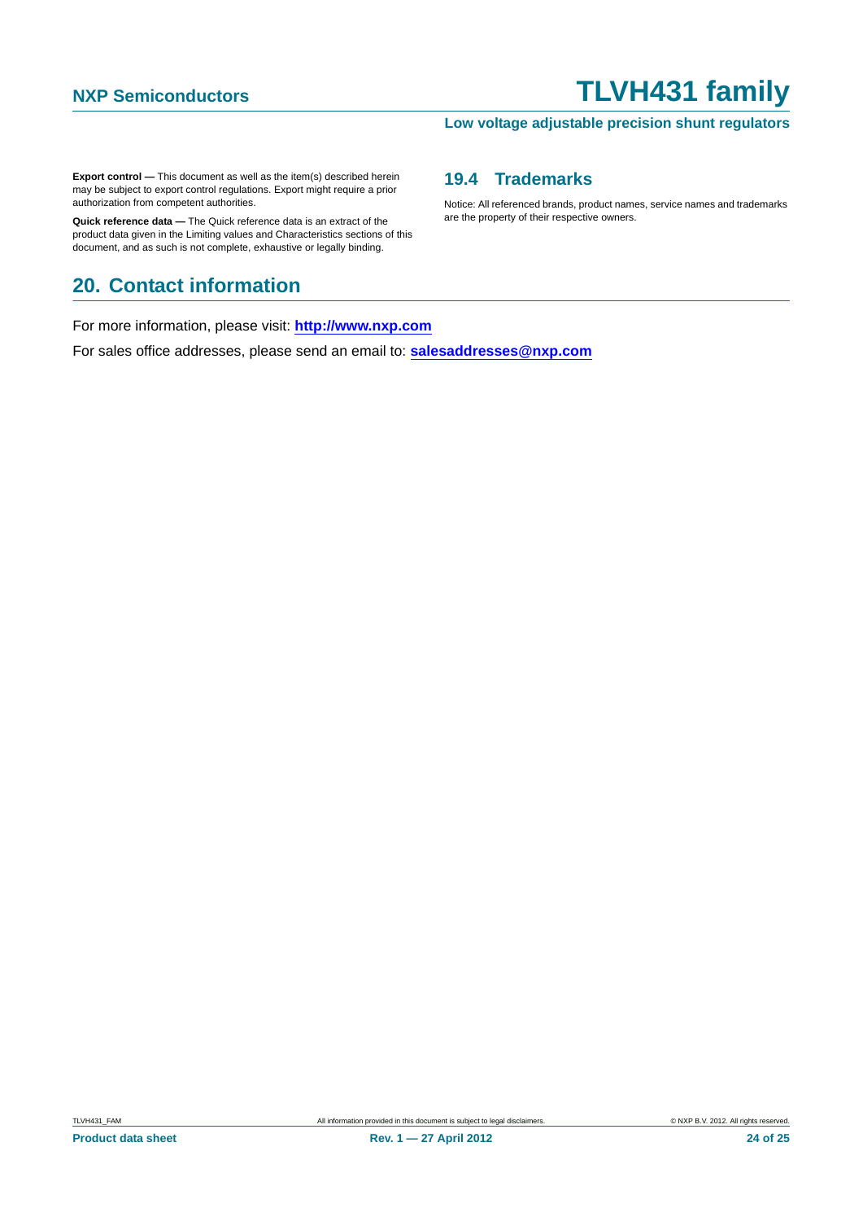**Export control —** This document as well as the item(s) described herein may be subject to export control regulations. Export might require a prior authorization from competent authorities.

**Quick reference data —** The Quick reference data is an extract of the product data given in the Limiting values and Characteristics sections of this document, and as such is not complete, exhaustive or legally binding.

### 19.4 Trademarks

Notice: All referenced brands, product names, service names and trademarks are the property of their respective owners.

## 20. Contact information

For more information, please visit: **http://www.nxp.com**

For sales office addresses, please send an email to: **salesaddresses@nxp.com**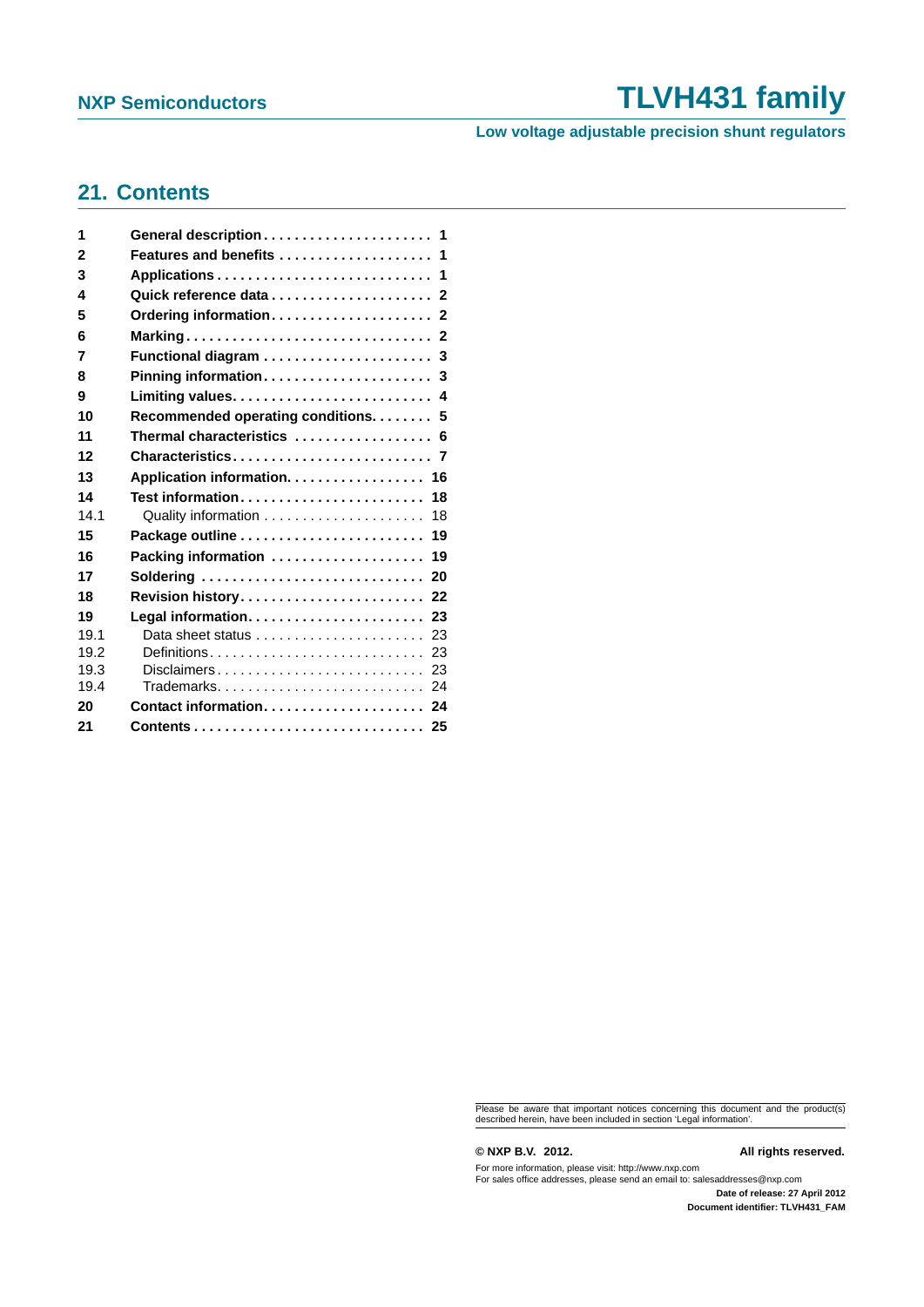## 21. Contents

| | | |
|---|---|---|
| **1** | **General description** | **1** |
| **2** | **Features and benefits** | **1** |
| **3** | **Applications** | **1** |
| **4** | **Quick reference data** | **2** |
| **5** | **Ordering information** | **2** |
| **6** | **Marking** | **2** |
| **7** | **Functional diagram** | **3** |
| **8** | **Pinning information** | **3** |
| **9** | **Limiting values** | **4** |
| **10** | **Recommended operating conditions** | **5** |
| **11** | **Thermal characteristics** | **6** |
| **12** | **Characteristics** | **7** |
| **13** | **Application information** | **16** |
| **14** | **Test information** | **18** |
| 14.1 | Quality information | 18 |
| **15** | **Package outline** | **19** |
| **16** | **Packing information** | **19** |
| **17** | **Soldering** | **20** |
| **18** | **Revision history** | **22** |
| **19** | **Legal information** | **23** |
| 19.1 | Data sheet status | 23 |
| 19.2 | Definitions | 23 |
| 19.3 | Disclaimers | 23 |
| 19.4 | Trademarks | 24 |
| **20** | **Contact information** | **24** |
| **21** | **Contents** | **25** |

Please be aware that important notices concerning this document and the product(s) described herein, have been included in section 'Legal information'.

**© NXP B.V. 2012.** **All rights reserved.**

For more information, please visit: http://www.nxp.com
For sales office addresses, please send an email to: salesaddresses@nxp.com

**Date of release: 27 April 2012**

**Document identifier: TLVH431_FAM**